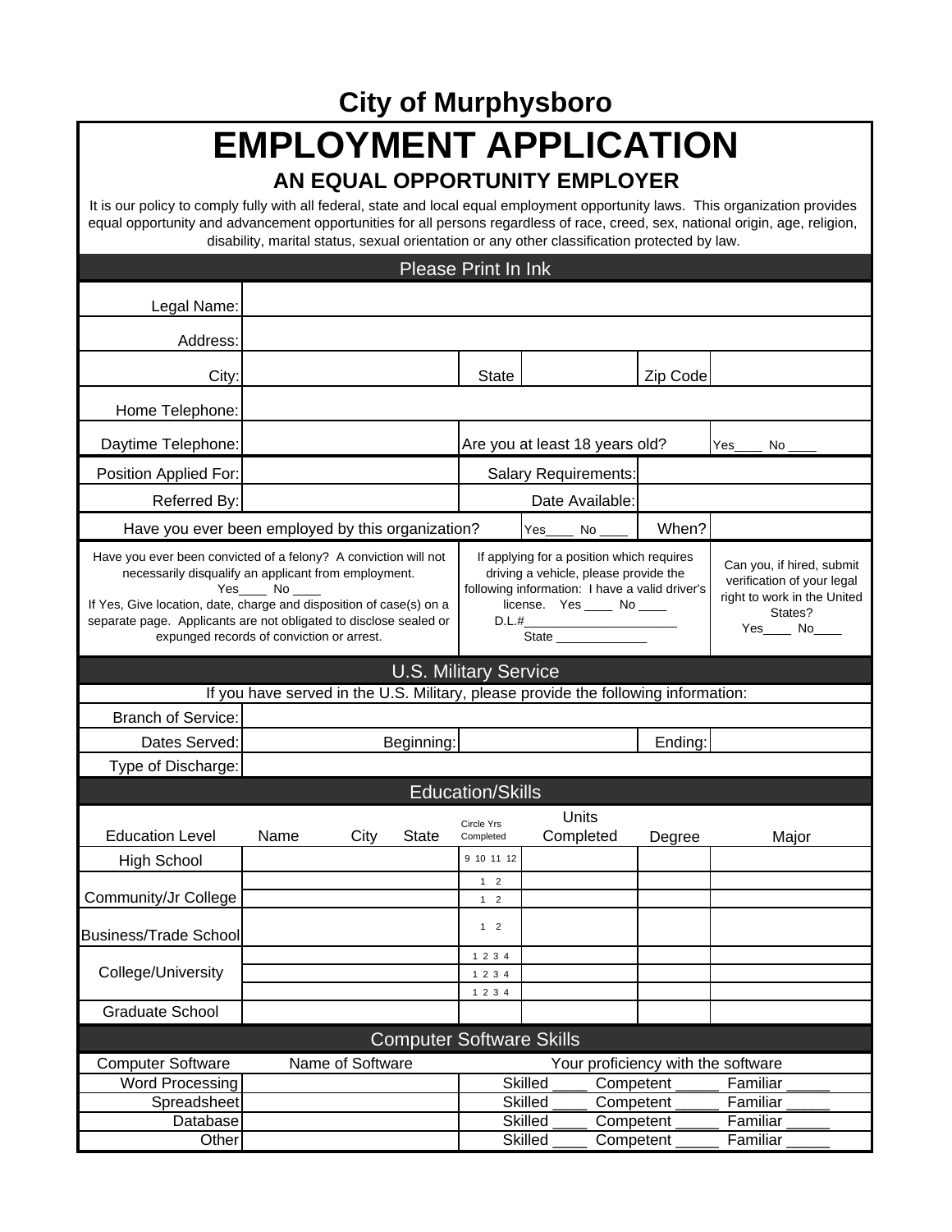## City of Murphysboro

# EMPLOYMENT APPLICATION

### AN EQUAL OPPORTUNITY EMPLOYER

It is our policy to comply fully with all federal, state and local equal employment opportunity laws. This organization provides equal opportunity and advancement opportunities for all persons regardless of race, creed, sex, national origin, age, religion, disability, marital status, sexual orientation or any other classification protected by law.

### Please Print In Ink

| | | | | | |
|---|---|---|---|---|---|
| Legal Name: | | | | | |
| Address: | | | | | |
| City: | | State | | Zip Code | |
| Home Telephone: | | | | | |
| Daytime Telephone: | | Are you at least 18 years old? | | | Yes____ No ____ |
| Position Applied For: | | Salary Requirements: | | | |
| Referred By: | | Date Available: | | | |
| Have you ever been employed by this organization? | | | Yes____ No ____ | When? | |

| | | |
|---|---|---|
| Have you ever been convicted of a felony? A conviction will not necessarily disqualify an applicant from employment. Yes____ No ____ If Yes, Give location, date, charge and disposition of case(s) on a separate page. Applicants are not obligated to disclose sealed or expunged records of conviction or arrest. | If applying for a position which requires driving a vehicle, please provide the following information: I have a valid driver's license. Yes ____ No ____ D.L.#______________________ State _____________ | Can you, if hired, submit verification of your legal right to work in the United States? Yes____ No____ |

### U.S. Military Service

If you have served in the U.S. Military, please provide the following information:

| | | | | |
|---|---|---|---|---|
| Branch of Service: | | | | |
| Dates Served: | Beginning: | | Ending: | |
| Type of Discharge: | | | | |

### Education/Skills

| Education Level | Name City State | Circle Yrs Completed | Units Completed | Degree | Major |
|---|---|---|---|---|---|
| High School | | 9 10 11 12 | | | |
| Community/Jr College | | 1 2 | | | |
| | | 1 2 | | | |
| Business/Trade School | | 1 2 | | | |
| College/University | | 1 2 3 4 | | | |
| | | 1 2 3 4 | | | |
| | | 1 2 3 4 | | | |
| Graduate School | | | | | |

### Computer Software Skills

| Computer Software | Name of Software | Your proficiency with the software |
|---|---|---|
| Word Processing | | Skilled ____ Competent _____ Familiar _____ |
| Spreadsheet | | Skilled ____ Competent _____ Familiar _____ |
| Database | | Skilled ____ Competent _____ Familiar _____ |
| Other | | Skilled ____ Competent _____ Familiar _____ |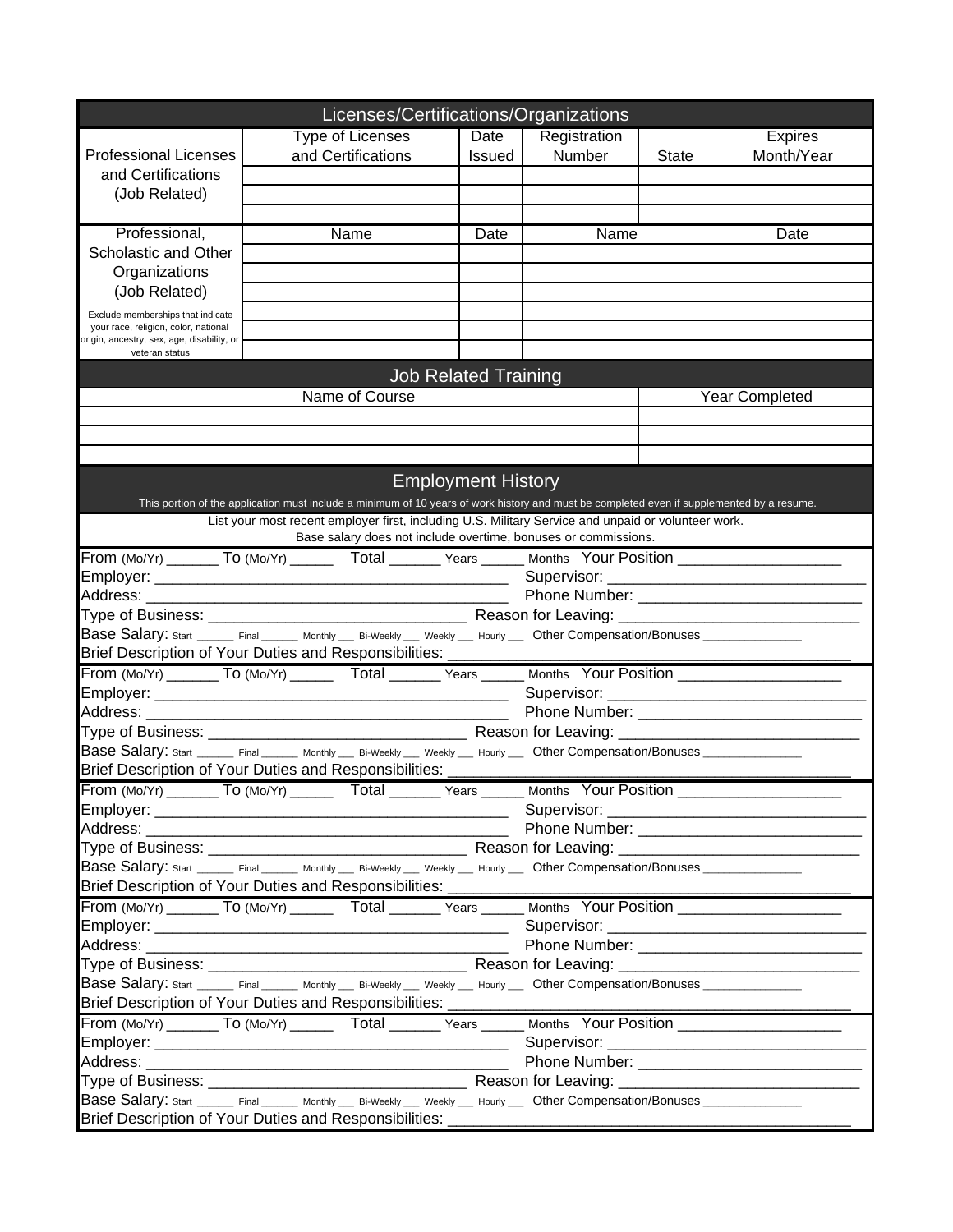## Licenses/Certifications/Organizations

| Professional Licenses and Certifications (Job Related) | Type of Licenses and Certifications | Date Issued | Registration Number | State | Expires Month/Year |
|---|---|---|---|---|---|
| | | | | | |
| | | | | | |
| | | | | | |

| Professional, Scholastic and Other Organizations (Job Related) | Name | Date | Name | Date |
|---|---|---|---|---|
| | | | | |
| | | | | |
| | | | | |
| Exclude memberships that indicate your race, religion, color, national origin, ancestry, sex, age, disability, or veteran status | | | | |
| | | | | |
| | | | | |

## Job Related Training

| Name of Course | Year Completed |
|---|---|
| | |
| | |
| | |

## Employment History

This portion of the application must include a minimum of 10 years of work history and must be completed even if supplemented by a resume.

List your most recent employer first, including U.S. Military Service and unpaid or volunteer work.
Base salary does not include overtime, bonuses or commissions.

From (Mo/Yr) ______ To (Mo/Yr) _____ Total ______ Years _____ Months Your Position ___________________
Employer: ___________________________________________ Supervisor: _____________________________
Address: ____________________________________________ Phone Number: __________________________
Type of Business: _______________________________ Reason for Leaving: ___________________________
Base Salary: Start ______ Final ______ Monthly ___ Bi-Weekly ___ Weekly ___ Hourly ___ Other Compensation/Bonuses ______________
Brief Description of Your Duties and Responsibilities: _______________________________________________

From (Mo/Yr) ______ To (Mo/Yr) _____ Total ______ Years _____ Months Your Position ___________________
Employer: ___________________________________________ Supervisor: _____________________________
Address: ____________________________________________ Phone Number: __________________________
Type of Business: _______________________________ Reason for Leaving: ___________________________
Base Salary: Start ______ Final ______ Monthly ___ Bi-Weekly ___ Weekly ___ Hourly ___ Other Compensation/Bonuses ______________
Brief Description of Your Duties and Responsibilities: _______________________________________________

From (Mo/Yr) ______ To (Mo/Yr) _____ Total ______ Years _____ Months Your Position ___________________
Employer: ___________________________________________ Supervisor: _____________________________
Address: ____________________________________________ Phone Number: __________________________
Type of Business: _______________________________ Reason for Leaving: ___________________________
Base Salary: Start ______ Final ______ Monthly ___ Bi-Weekly ___ Weekly ___ Hourly ___ Other Compensation/Bonuses ______________
Brief Description of Your Duties and Responsibilities: _______________________________________________

From (Mo/Yr) ______ To (Mo/Yr) _____ Total ______ Years _____ Months Your Position ___________________
Employer: ___________________________________________ Supervisor: _____________________________
Address: ____________________________________________ Phone Number: __________________________
Type of Business: _______________________________ Reason for Leaving: ___________________________
Base Salary: Start ______ Final ______ Monthly ___ Bi-Weekly ___ Weekly ___ Hourly ___ Other Compensation/Bonuses ______________
Brief Description of Your Duties and Responsibilities: _______________________________________________

From (Mo/Yr) ______ To (Mo/Yr) _____ Total ______ Years _____ Months Your Position ___________________
Employer: ___________________________________________ Supervisor: _____________________________
Address: ____________________________________________ Phone Number: __________________________
Type of Business: _______________________________ Reason for Leaving: ___________________________
Base Salary: Start ______ Final ______ Monthly ___ Bi-Weekly ___ Weekly ___ Hourly ___ Other Compensation/Bonuses ______________
Brief Description of Your Duties and Responsibilities: _______________________________________________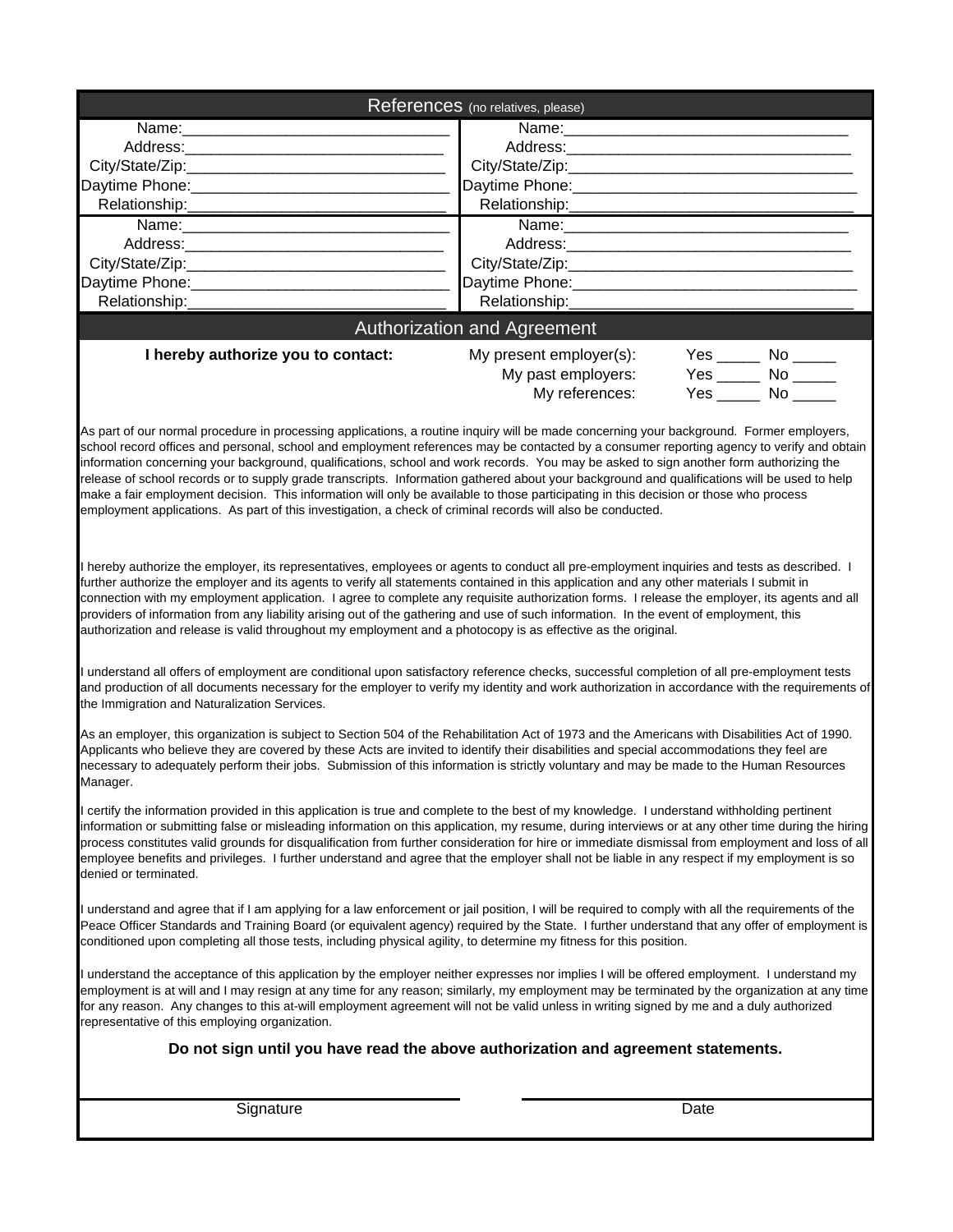## References (no relatives, please)

| | |
|---|---|
| Name:_______________ | Name:_______________ |
| Address:_______________ | Address:_______________ |
| City/State/Zip:_______________ | City/State/Zip:_______________ |
| Daytime Phone:_______________ | Daytime Phone:_______________ |
| Relationship:_______________ | Relationship:_______________ |
| Name:_______________ | Name:_______________ |
| Address:_______________ | Address:_______________ |
| City/State/Zip:_______________ | City/State/Zip:_______________ |
| Daytime Phone:_______________ | Daytime Phone:_______________ |
| Relationship:_______________ | Relationship:_______________ |

## Authorization and Agreement

**I hereby authorize you to contact:**

| | |
|---|---|
| My present employer(s): | Yes _____ No _____ |
| My past employers: | Yes _____ No _____ |
| My references: | Yes _____ No _____ |

As part of our normal procedure in processing applications, a routine inquiry will be made concerning your background. Former employers, school record offices and personal, school and employment references may be contacted by a consumer reporting agency to verify and obtain information concerning your background, qualifications, school and work records. You may be asked to sign another form authorizing the release of school records or to supply grade transcripts. Information gathered about your background and qualifications will be used to help make a fair employment decision. This information will only be available to those participating in this decision or those who process employment applications. As part of this investigation, a check of criminal records will also be conducted.

I hereby authorize the employer, its representatives, employees or agents to conduct all pre-employment inquiries and tests as described. I further authorize the employer and its agents to verify all statements contained in this application and any other materials I submit in connection with my employment application. I agree to complete any requisite authorization forms. I release the employer, its agents and all providers of information from any liability arising out of the gathering and use of such information. In the event of employment, this authorization and release is valid throughout my employment and a photocopy is as effective as the original.

I understand all offers of employment are conditional upon satisfactory reference checks, successful completion of all pre-employment tests and production of all documents necessary for the employer to verify my identity and work authorization in accordance with the requirements of the Immigration and Naturalization Services.

As an employer, this organization is subject to Section 504 of the Rehabilitation Act of 1973 and the Americans with Disabilities Act of 1990. Applicants who believe they are covered by these Acts are invited to identify their disabilities and special accommodations they feel are necessary to adequately perform their jobs. Submission of this information is strictly voluntary and may be made to the Human Resources Manager.

I certify the information provided in this application is true and complete to the best of my knowledge. I understand withholding pertinent information or submitting false or misleading information on this application, my resume, during interviews or at any other time during the hiring process constitutes valid grounds for disqualification from further consideration for hire or immediate dismissal from employment and loss of all employee benefits and privileges. I further understand and agree that the employer shall not be liable in any respect if my employment is so denied or terminated.

I understand and agree that if I am applying for a law enforcement or jail position, I will be required to comply with all the requirements of the Peace Officer Standards and Training Board (or equivalent agency) required by the State. I further understand that any offer of employment is conditioned upon completing all those tests, including physical agility, to determine my fitness for this position.

I understand the acceptance of this application by the employer neither expresses nor implies I will be offered employment. I understand my employment is at will and I may resign at any time for any reason; similarly, my employment may be terminated by the organization at any time for any reason. Any changes to this at-will employment agreement will not be valid unless in writing signed by me and a duly authorized representative of this employing organization.

**Do not sign until you have read the above authorization and agreement statements.**

_______________________________ Signature

_______________________________ Date